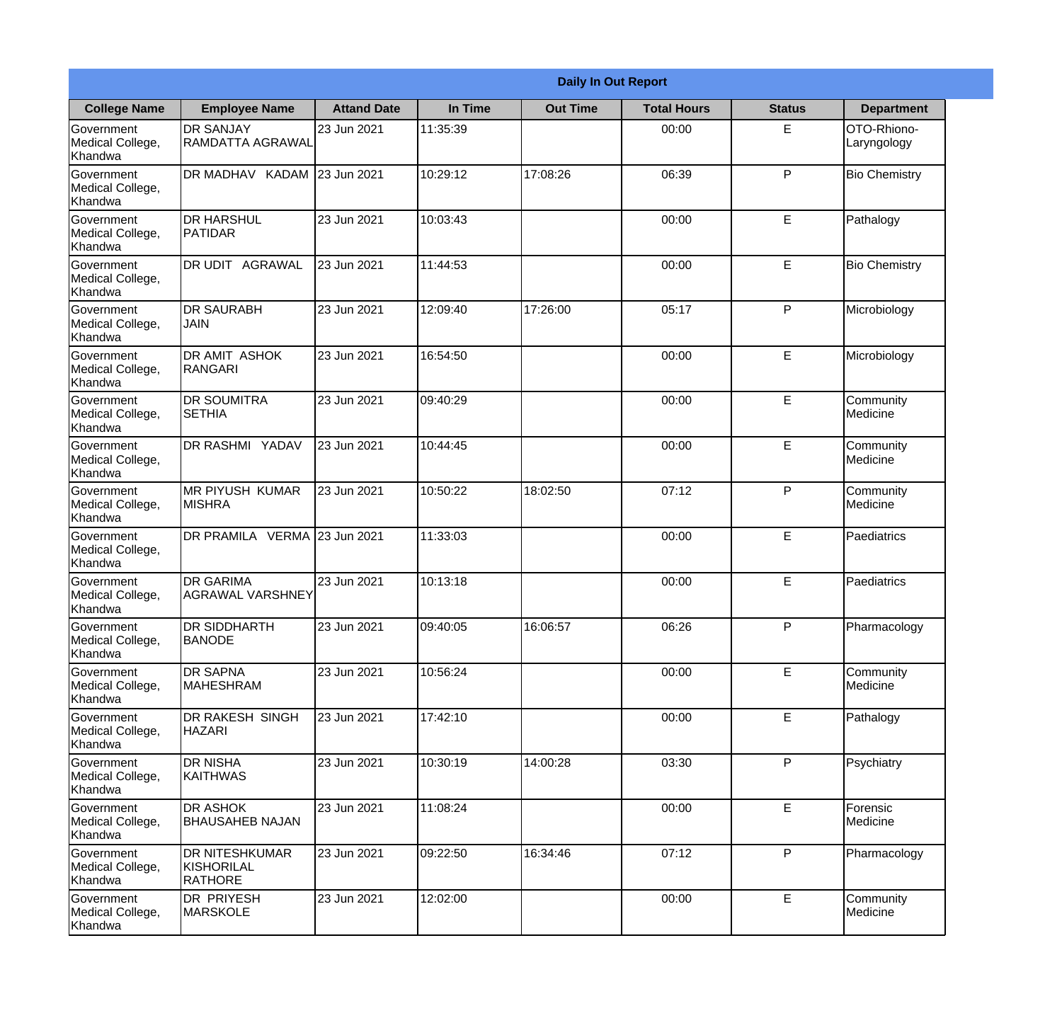## Daily In Out Report

| College Name | Employee Name | Attand Date | In Time | Out Time | Total Hours | Status | Department |
|---|---|---|---|---|---|---|---|
| Government Medical College, Khandwa | DR SANJAY RAMDATTA AGRAWAL | 23 Jun 2021 | 11:35:39 | | 00:00 | E | OTO-Rhiono-Laryngology |
| Government Medical College, Khandwa | DR MADHAV KADAM | 23 Jun 2021 | 10:29:12 | 17:08:26 | 06:39 | P | Bio Chemistry |
| Government Medical College, Khandwa | DR HARSHUL PATIDAR | 23 Jun 2021 | 10:03:43 | | 00:00 | E | Pathalogy |
| Government Medical College, Khandwa | DR UDIT AGRAWAL | 23 Jun 2021 | 11:44:53 | | 00:00 | E | Bio Chemistry |
| Government Medical College, Khandwa | DR SAURABH JAIN | 23 Jun 2021 | 12:09:40 | 17:26:00 | 05:17 | P | Microbiology |
| Government Medical College, Khandwa | DR AMIT ASHOK RANGARI | 23 Jun 2021 | 16:54:50 | | 00:00 | E | Microbiology |
| Government Medical College, Khandwa | DR SOUMITRA SETHIA | 23 Jun 2021 | 09:40:29 | | 00:00 | E | Community Medicine |
| Government Medical College, Khandwa | DR RASHMI YADAV | 23 Jun 2021 | 10:44:45 | | 00:00 | E | Community Medicine |
| Government Medical College, Khandwa | MR PIYUSH KUMAR MISHRA | 23 Jun 2021 | 10:50:22 | 18:02:50 | 07:12 | P | Community Medicine |
| Government Medical College, Khandwa | DR PRAMILA VERMA | 23 Jun 2021 | 11:33:03 | | 00:00 | E | Paediatrics |
| Government Medical College, Khandwa | DR GARIMA AGRAWAL VARSHNEY | 23 Jun 2021 | 10:13:18 | | 00:00 | E | Paediatrics |
| Government Medical College, Khandwa | DR SIDDHARTH BANODE | 23 Jun 2021 | 09:40:05 | 16:06:57 | 06:26 | P | Pharmacology |
| Government Medical College, Khandwa | DR SAPNA MAHESHRAM | 23 Jun 2021 | 10:56:24 | | 00:00 | E | Community Medicine |
| Government Medical College, Khandwa | DR RAKESH SINGH HAZARI | 23 Jun 2021 | 17:42:10 | | 00:00 | E | Pathalogy |
| Government Medical College, Khandwa | DR NISHA KAITHWAS | 23 Jun 2021 | 10:30:19 | 14:00:28 | 03:30 | P | Psychiatry |
| Government Medical College, Khandwa | DR ASHOK BHAUSAHEB NAJAN | 23 Jun 2021 | 11:08:24 | | 00:00 | E | Forensic Medicine |
| Government Medical College, Khandwa | DR NITESHKUMAR KISHORILAL RATHORE | 23 Jun 2021 | 09:22:50 | 16:34:46 | 07:12 | P | Pharmacology |
| Government Medical College, Khandwa | DR PRIYESH MARSKOLE | 23 Jun 2021 | 12:02:00 | | 00:00 | E | Community Medicine |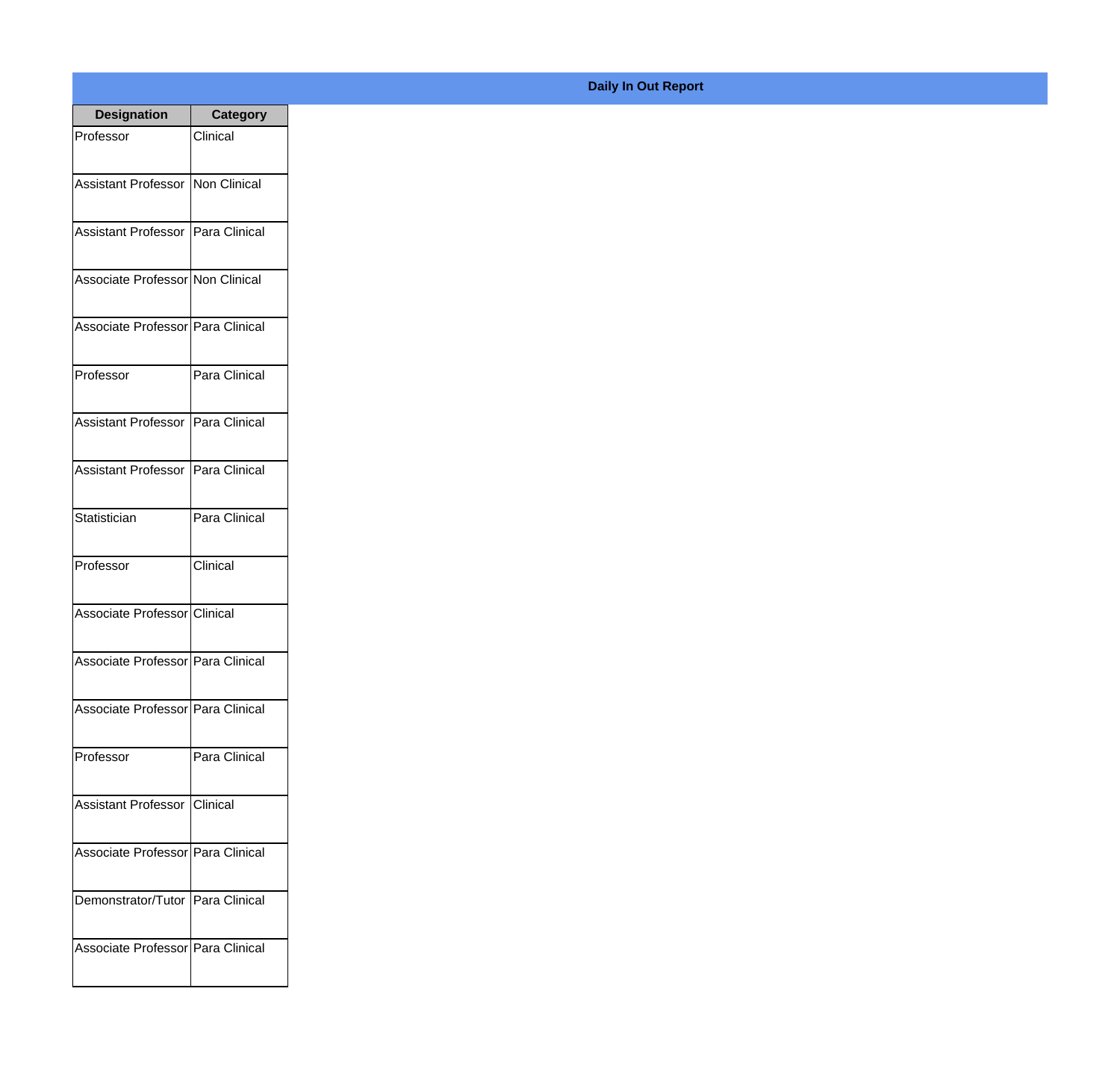**Daily In Out Report**

| Designation | Category |
| --- | --- |
| Professor | Clinical |
| Assistant Professor | Non Clinical |
| Assistant Professor | Para Clinical |
| Associate Professor | Non Clinical |
| Associate Professor | Para Clinical |
| Professor | Para Clinical |
| Assistant Professor | Para Clinical |
| Assistant Professor | Para Clinical |
| Statistician | Para Clinical |
| Professor | Clinical |
| Associate Professor | Clinical |
| Associate Professor | Para Clinical |
| Associate Professor | Para Clinical |
| Professor | Para Clinical |
| Assistant Professor | Clinical |
| Associate Professor | Para Clinical |
| Demonstrator/Tutor | Para Clinical |
| Associate Professor | Para Clinical |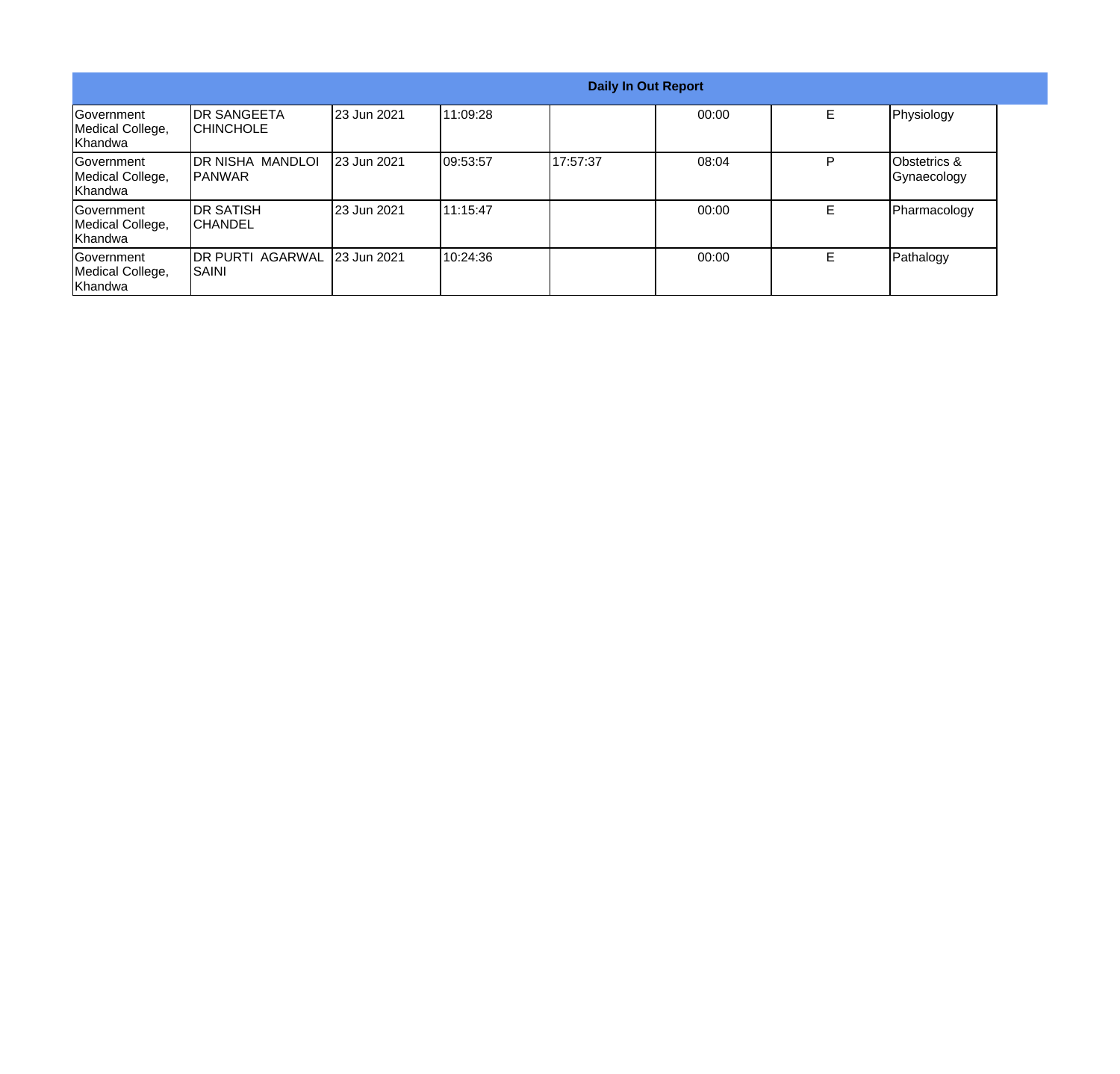| Daily In Out Report | | | | | | | |
|---|---|---|---|---|---|---|---|
| Government Medical College, Khandwa | DR SANGEETA CHINCHOLE | 23 Jun 2021 | 11:09:28 | | 00:00 | E | Physiology |
| Government Medical College, Khandwa | DR NISHA MANDLOI PANWAR | 23 Jun 2021 | 09:53:57 | 17:57:37 | 08:04 | P | Obstetrics & Gynaecology |
| Government Medical College, Khandwa | DR SATISH CHANDEL | 23 Jun 2021 | 11:15:47 | | 00:00 | E | Pharmacology |
| Government Medical College, Khandwa | DR PURTI AGARWAL SAINI | 23 Jun 2021 | 10:24:36 | | 00:00 | E | Pathalogy |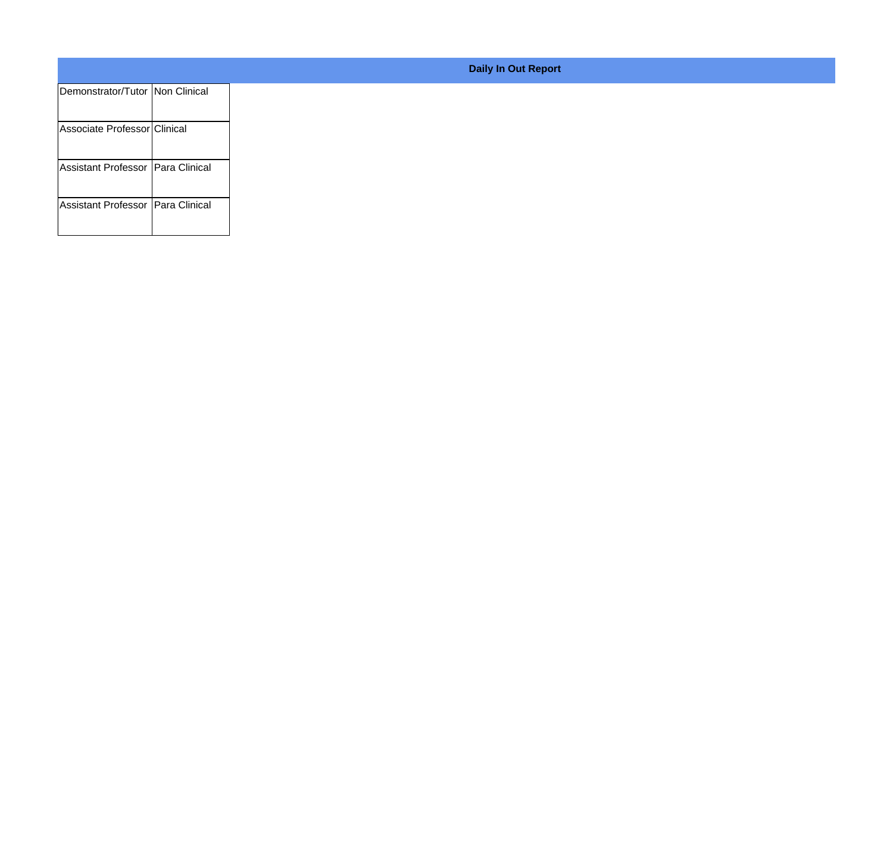**Daily In Out Report**

| | |
|---|---|
| Demonstrator/Tutor | Non Clinical |
| Associate Professor | Clinical |
| Assistant Professor | Para Clinical |
| Assistant Professor | Para Clinical |